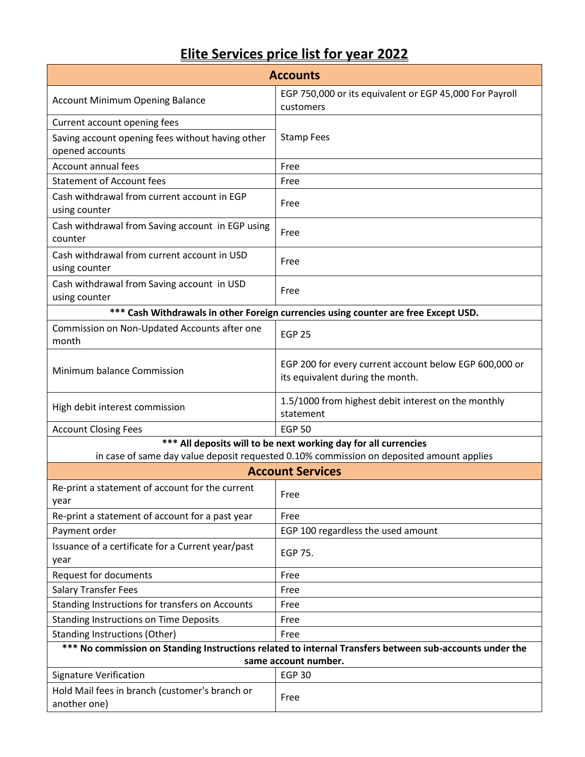# Elite Services price list for year 2022

| Accounts | |
|---|---|
| Account Minimum Opening Balance | EGP 750,000 or its equivalent or EGP 45,000 For Payroll customers |
| Current account opening fees | Stamp Fees |
| Saving account opening fees without having other opened accounts | Stamp Fees |
| Account annual fees | Free |
| Statement of Account fees | Free |
| Cash withdrawal from current account in EGP using counter | Free |
| Cash withdrawal from Saving account in EGP using counter | Free |
| Cash withdrawal from current account in USD using counter | Free |
| Cash withdrawal from Saving account in USD using counter | Free |
| **\*\*\* Cash Withdrawals in other Foreign currencies using counter are free Except USD.** | |
| Commission on Non-Updated Accounts after one month | EGP 25 |
| Minimum balance Commission | EGP 200 for every current account below EGP 600,000 or its equivalent during the month. |
| High debit interest commission | 1.5/1000 from highest debit interest on the monthly statement |
| Account Closing Fees | EGP 50 |
| **\*\*\* All deposits will to be next working day for all currencies** in case of same day value deposit requested 0.10% commission on deposited amount applies | |
| **Account Services** | |
| Re-print a statement of account for the current year | Free |
| Re-print a statement of account for a past year | Free |
| Payment order | EGP 100 regardless the used amount |
| Issuance of a certificate for a Current year/past year | EGP 75. |
| Request for documents | Free |
| Salary Transfer Fees | Free |
| Standing Instructions for transfers on Accounts | Free |
| Standing Instructions on Time Deposits | Free |
| Standing Instructions (Other) | Free |
| **\*\*\* No commission on Standing Instructions related to internal Transfers between sub-accounts under the same account number.** | |
| Signature Verification | EGP 30 |
| Hold Mail fees in branch (customer's branch or another one) | Free |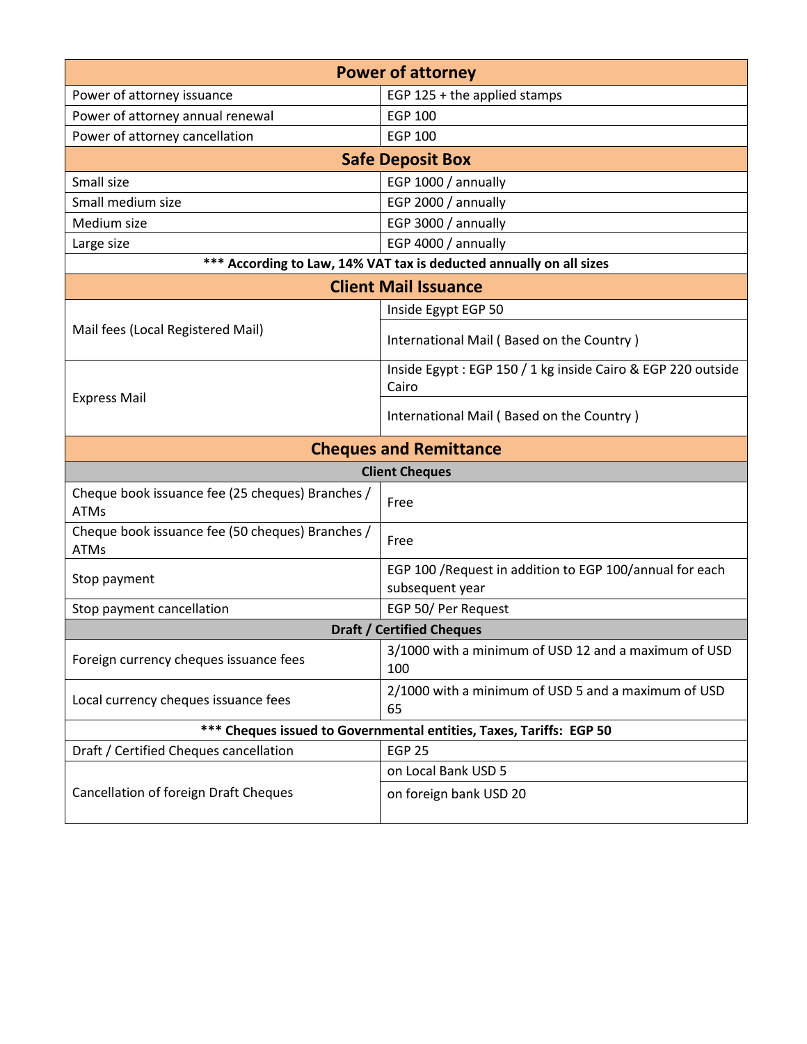| Power of attorney | |
|---|---|
| Power of attorney issuance | EGP 125 + the applied stamps |
| Power of attorney annual renewal | EGP 100 |
| Power of attorney cancellation | EGP 100 |
| **Safe Deposit Box** | |
| Small size | EGP 1000 / annually |
| Small medium size | EGP 2000 / annually |
| Medium size | EGP 3000 / annually |
| Large size | EGP 4000 / annually |
| **\*\*\* According to Law, 14% VAT tax is deducted annually on all sizes** | |
| **Client Mail Issuance** | |
| Mail fees (Local Registered Mail) | Inside Egypt EGP 50 |
| | International Mail ( Based on the Country ) |
| Express Mail | Inside Egypt : EGP 150 / 1 kg inside Cairo & EGP 220 outside Cairo |
| | International Mail ( Based on the Country ) |
| **Cheques and Remittance** | |
| **Client Cheques** | |
| Cheque book issuance fee (25 cheques) Branches / ATMs | Free |
| Cheque book issuance fee (50 cheques) Branches / ATMs | Free |
| Stop payment | EGP 100 /Request in addition to EGP 100/annual for each subsequent year |
| Stop payment cancellation | EGP 50/ Per Request |
| **Draft / Certified Cheques** | |
| Foreign currency cheques issuance fees | 3/1000 with a minimum of USD 12 and a maximum of USD 100 |
| Local currency cheques issuance fees | 2/1000 with a minimum of USD 5 and a maximum of USD 65 |
| **\*\*\* Cheques issued to Governmental entities, Taxes, Tariffs: EGP 50** | |
| Draft / Certified Cheques cancellation | EGP 25 |
| Cancellation of foreign Draft Cheques | on Local Bank USD 5 |
| | on foreign bank USD 20 |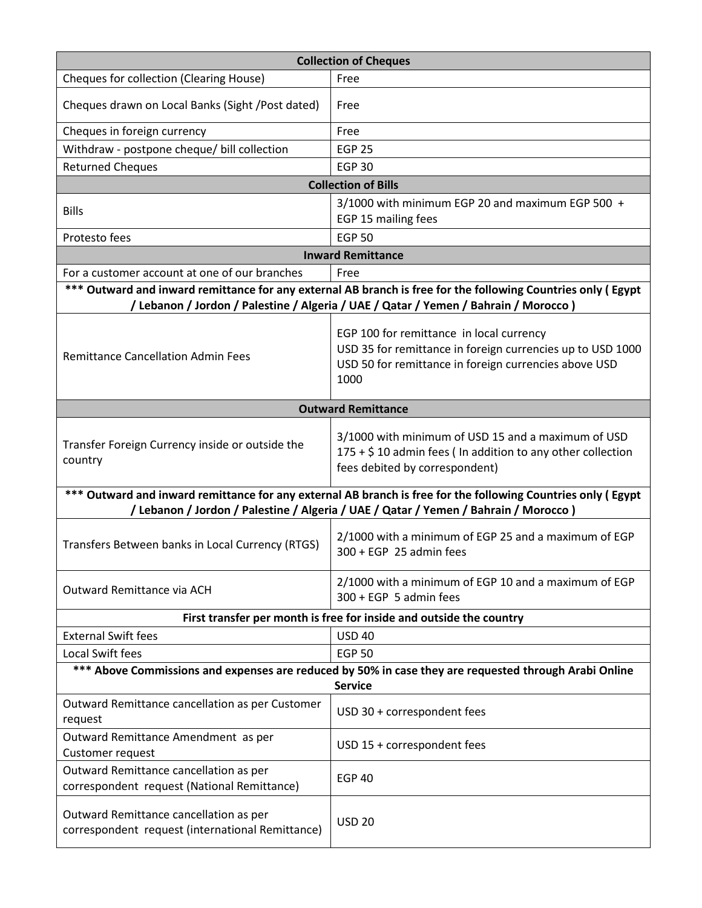| Collection of Cheques | |
|---|---|
| Cheques for collection (Clearing House) | Free |
| Cheques drawn on Local Banks (Sight /Post dated) | Free |
| Cheques in foreign currency | Free |
| Withdraw - postpone cheque/ bill collection | EGP 25 |
| Returned Cheques | EGP 30 |
| **Collection of Bills** | |
| Bills | 3/1000 with minimum EGP 20 and maximum EGP 500 + EGP 15 mailing fees |
| Protesto fees | EGP 50 |
| **Inward Remittance** | |
| For a customer account at one of our branches | Free |
| **\*\*\* Outward and inward remittance for any external AB branch is free for the following Countries only ( Egypt / Lebanon / Jordon / Palestine / Algeria / UAE / Qatar / Yemen / Bahrain / Morocco )** | |
| Remittance Cancellation Admin Fees | EGP 100 for remittance in local currency<br>USD 35 for remittance in foreign currencies up to USD 1000<br>USD 50 for remittance in foreign currencies above USD 1000 |
| **Outward Remittance** | |
| Transfer Foreign Currency inside or outside the country | 3/1000 with minimum of USD 15 and a maximum of USD 175 + $ 10 admin fees ( In addition to any other collection fees debited by correspondent) |
| **\*\*\* Outward and inward remittance for any external AB branch is free for the following Countries only ( Egypt / Lebanon / Jordon / Palestine / Algeria / UAE / Qatar / Yemen / Bahrain / Morocco )** | |
| Transfers Between banks in Local Currency (RTGS) | 2/1000 with a minimum of EGP 25 and a maximum of EGP 300 + EGP 25 admin fees |
| Outward Remittance via ACH | 2/1000 with a minimum of EGP 10 and a maximum of EGP 300 + EGP 5 admin fees |
| **First transfer per month is free for inside and outside the country** | |
| External Swift fees | USD 40 |
| Local Swift fees | EGP 50 |
| **\*\*\* Above Commissions and expenses are reduced by 50% in case they are requested through Arabi Online Service** | |
| Outward Remittance cancellation as per Customer request | USD 30 + correspondent fees |
| Outward Remittance Amendment as per Customer request | USD 15 + correspondent fees |
| Outward Remittance cancellation as per correspondent request (National Remittance) | EGP 40 |
| Outward Remittance cancellation as per correspondent request (international Remittance) | USD 20 |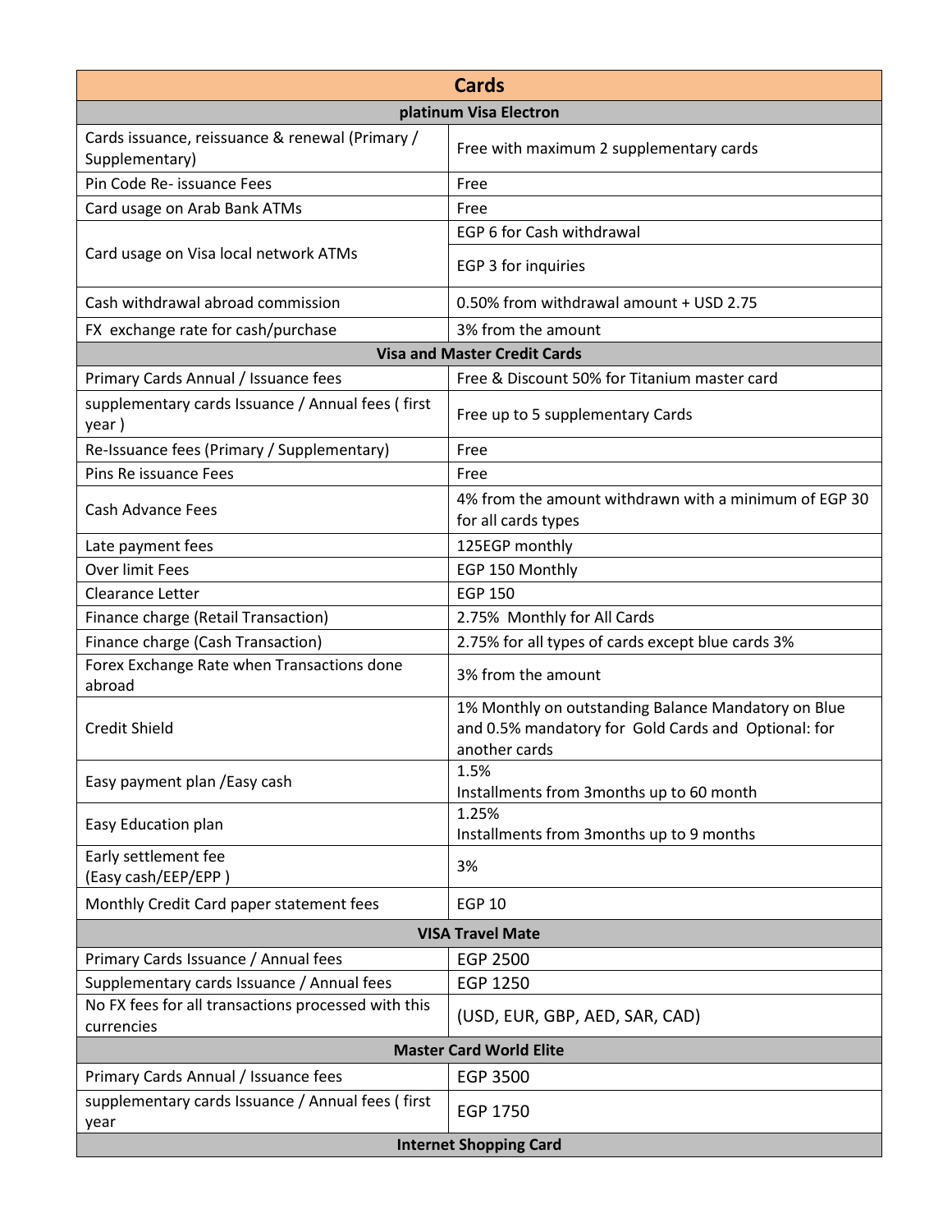| Cards | |
|---|---|
| **platinum Visa Electron** | |
| Cards issuance, reissuance & renewal (Primary / Supplementary) | Free with maximum 2 supplementary cards |
| Pin Code Re- issuance Fees | Free |
| Card usage on Arab Bank ATMs | Free |
| Card usage on Visa local network ATMs | EGP 6 for Cash withdrawal |
| | EGP 3 for inquiries |
| Cash withdrawal abroad commission | 0.50% from withdrawal amount + USD 2.75 |
| FX exchange rate for cash/purchase | 3% from the amount |
| **Visa and Master Credit Cards** | |
| Primary Cards Annual / Issuance fees | Free & Discount 50% for Titanium master card |
| supplementary cards Issuance / Annual fees ( first year ) | Free up to 5 supplementary Cards |
| Re-Issuance fees (Primary / Supplementary) | Free |
| Pins Re issuance Fees | Free |
| Cash Advance Fees | 4% from the amount withdrawn with a minimum of EGP 30 for all cards types |
| Late payment fees | 125EGP monthly |
| Over limit Fees | EGP 150 Monthly |
| Clearance Letter | EGP 150 |
| Finance charge (Retail Transaction) | 2.75% Monthly for All Cards |
| Finance charge (Cash Transaction) | 2.75% for all types of cards except blue cards 3% |
| Forex Exchange Rate when Transactions done abroad | 3% from the amount |
| Credit Shield | 1% Monthly on outstanding Balance Mandatory on Blue and 0.5% mandatory for Gold Cards and Optional: for another cards |
| Easy payment plan /Easy cash | 1.5%<br>Installments from 3months up to 60 month |
| Easy Education plan | 1.25%<br>Installments from 3months up to 9 months |
| Early settlement fee<br>(Easy cash/EEP/EPP ) | 3% |
| Monthly Credit Card paper statement fees | EGP 10 |
| **VISA Travel Mate** | |
| Primary Cards Issuance / Annual fees | EGP 2500 |
| Supplementary cards Issuance / Annual fees | EGP 1250 |
| No FX fees for all transactions processed with this currencies | (USD, EUR, GBP, AED, SAR, CAD) |
| **Master Card World Elite** | |
| Primary Cards Annual / Issuance fees | EGP 3500 |
| supplementary cards Issuance / Annual fees ( first year | EGP 1750 |
| **Internet Shopping Card** | |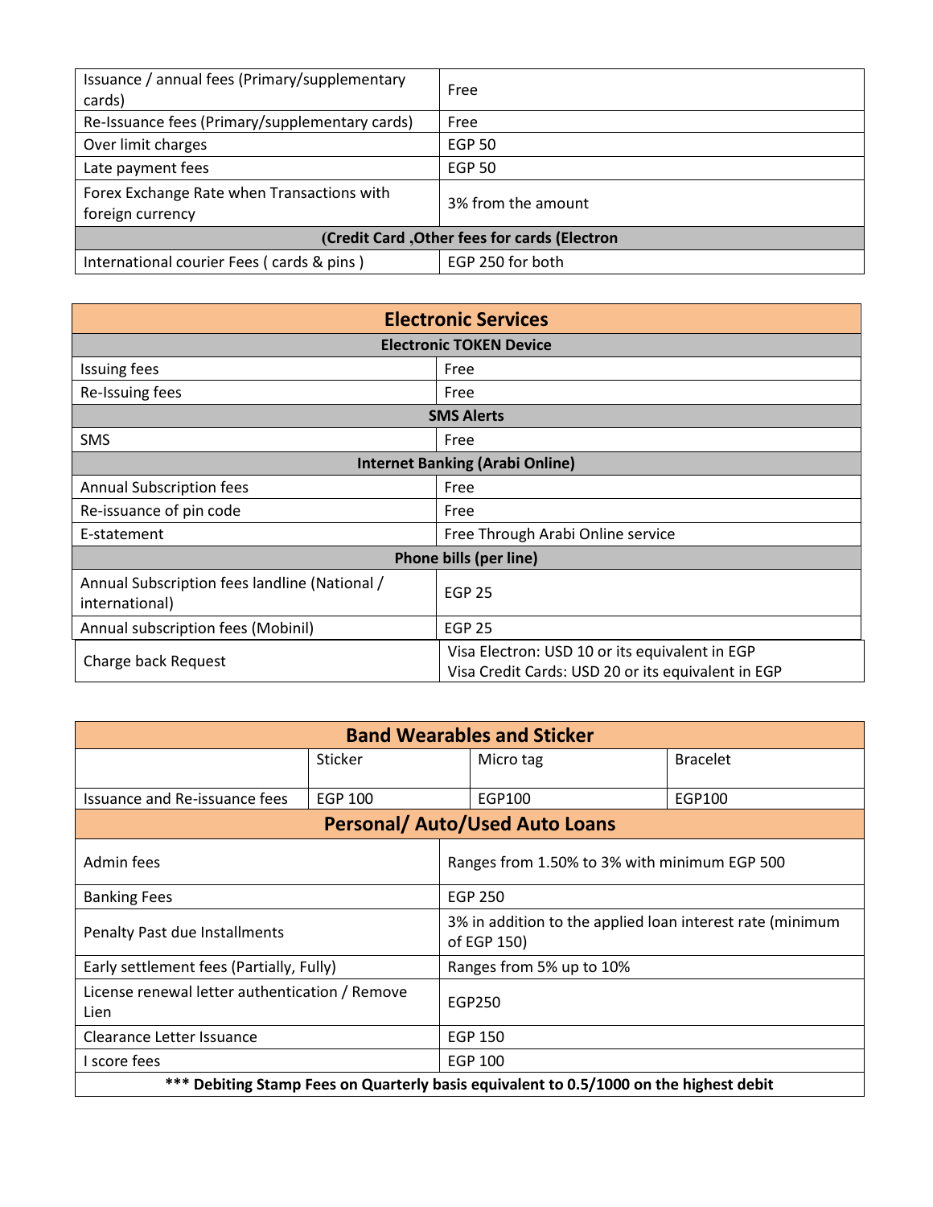| | |
|---|---|
| Issuance / annual fees (Primary/supplementary cards) | Free |
| Re-Issuance fees (Primary/supplementary cards) | Free |
| Over limit charges | EGP 50 |
| Late payment fees | EGP 50 |
| Forex Exchange Rate when Transactions with foreign currency | 3% from the amount |
| **(Credit Card ,Other fees for cards (Electron** | |
| International courier Fees ( cards & pins ) | EGP 250 for both |

| **Electronic Services** | |
|---|---|
| **Electronic TOKEN Device** | |
| Issuing fees | Free |
| Re-Issuing fees | Free |
| **SMS Alerts** | |
| SMS | Free |
| **Internet Banking (Arabi Online)** | |
| Annual Subscription fees | Free |
| Re-issuance of pin code | Free |
| E-statement | Free Through Arabi Online service |
| **Phone bills (per line)** | |
| Annual Subscription fees landline (National / international) | EGP 25 |
| Annual subscription fees (Mobinil) | EGP 25 |
| Charge back Request | Visa Electron: USD 10 or its equivalent in EGP<br>Visa Credit Cards: USD 20 or its equivalent in EGP |

| **Band Wearables and Sticker** | | | |
|---|---|---|---|
| | Sticker | Micro tag | Bracelet |
| Issuance and Re-issuance fees | EGP 100 | EGP100 | EGP100 |

| **Personal/ Auto/Used Auto Loans** | |
|---|---|
| Admin fees | Ranges from 1.50% to 3% with minimum EGP 500 |
| Banking Fees | EGP 250 |
| Penalty Past due Installments | 3% in addition to the applied loan interest rate (minimum of EGP 150) |
| Early settlement fees (Partially, Fully) | Ranges from 5% up to 10% |
| License renewal letter authentication / Remove Lien | EGP250 |
| Clearance Letter Issuance | EGP 150 |
| I score fees | EGP 100 |
| **\*\*\* Debiting Stamp Fees on Quarterly basis equivalent to 0.5/1000 on the highest debit** | |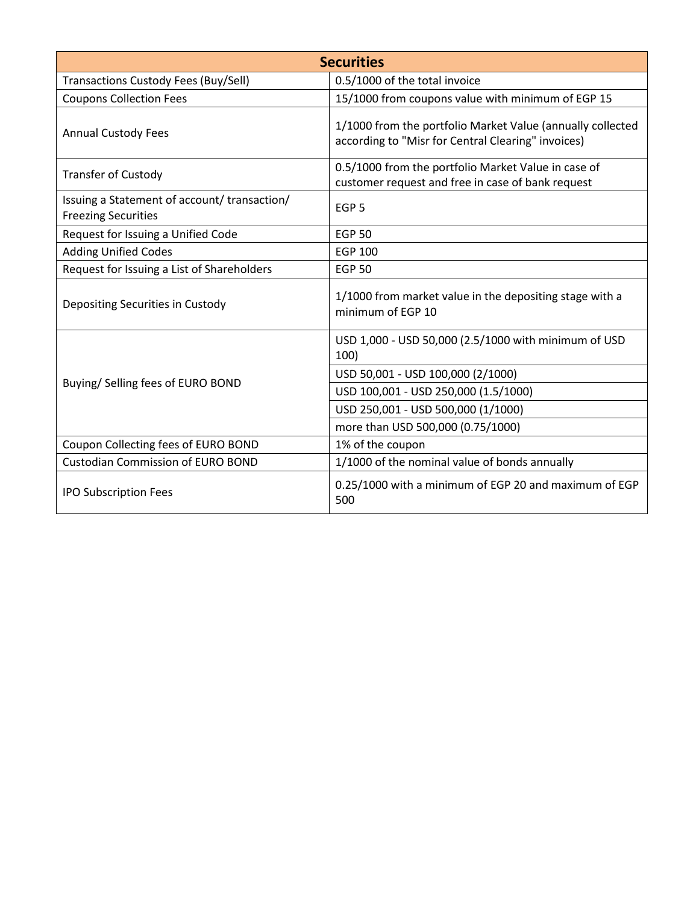| Securities | |
|---|---|
| Transactions Custody Fees (Buy/Sell) | 0.5/1000 of the total invoice |
| Coupons Collection Fees | 15/1000 from coupons value with minimum of EGP 15 |
| Annual Custody Fees | 1/1000 from the portfolio Market Value (annually collected according to "Misr for Central Clearing" invoices) |
| Transfer of Custody | 0.5/1000 from the portfolio Market Value in case of customer request and free in case of bank request |
| Issuing a Statement of account/ transaction/ Freezing Securities | EGP 5 |
| Request for Issuing a Unified Code | EGP 50 |
| Adding Unified Codes | EGP 100 |
| Request for Issuing a List of Shareholders | EGP 50 |
| Depositing Securities in Custody | 1/1000 from market value in the depositing stage with a minimum of EGP 10 |
| Buying/ Selling fees of EURO BOND | USD 1,000 - USD 50,000 (2.5/1000 with minimum of USD 100) |
| | USD 50,001 - USD 100,000 (2/1000) |
| | USD 100,001 - USD 250,000 (1.5/1000) |
| | USD 250,001 - USD 500,000 (1/1000) |
| | more than USD 500,000 (0.75/1000) |
| Coupon Collecting fees of EURO BOND | 1% of the coupon |
| Custodian Commission of EURO BOND | 1/1000 of the nominal value of bonds annually |
| IPO Subscription Fees | 0.25/1000 with a minimum of EGP 20 and maximum of EGP 500 |